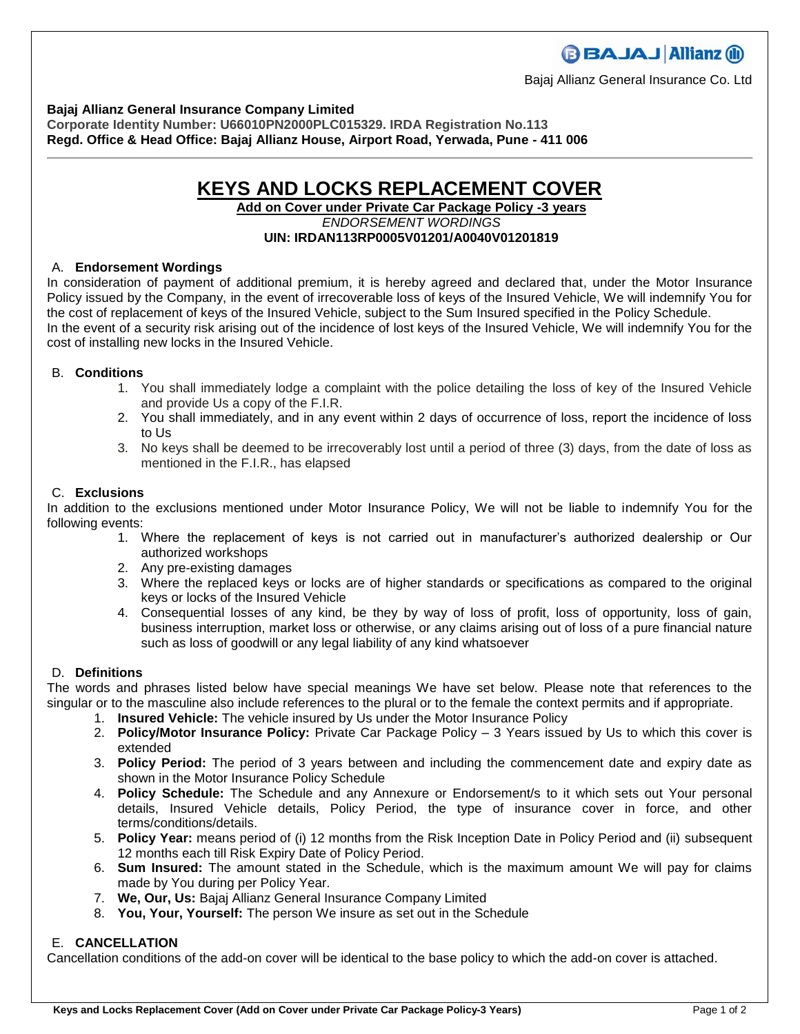Bajaj Allianz General Insurance Co. Ltd

**Bajaj Allianz General Insurance Company Limited**
**Corporate Identity Number: U66010PN2000PLC015329. IRDA Registration No.113**
**Regd. Office & Head Office: Bajaj Allianz House, Airport Road, Yerwada, Pune - 411 006**

# KEYS AND LOCKS REPLACEMENT COVER

**Add on Cover under Private Car Package Policy -3 years**

*ENDORSEMENT WORDINGS*

**UIN: IRDAN113RP0005V01201/A0040V01201819**

## A. Endorsement Wordings

In consideration of payment of additional premium, it is hereby agreed and declared that, under the Motor Insurance Policy issued by the Company, in the event of irrecoverable loss of keys of the Insured Vehicle, We will indemnify You for the cost of replacement of keys of the Insured Vehicle, subject to the Sum Insured specified in the Policy Schedule.
In the event of a security risk arising out of the incidence of lost keys of the Insured Vehicle, We will indemnify You for the cost of installing new locks in the Insured Vehicle.

## B. Conditions

1. You shall immediately lodge a complaint with the police detailing the loss of key of the Insured Vehicle and provide Us a copy of the F.I.R.
2. You shall immediately, and in any event within 2 days of occurrence of loss, report the incidence of loss to Us
3. No keys shall be deemed to be irrecoverably lost until a period of three (3) days, from the date of loss as mentioned in the F.I.R., has elapsed

## C. Exclusions

In addition to the exclusions mentioned under Motor Insurance Policy, We will not be liable to indemnify You for the following events:

1. Where the replacement of keys is not carried out in manufacturer's authorized dealership or Our authorized workshops
2. Any pre-existing damages
3. Where the replaced keys or locks are of higher standards or specifications as compared to the original keys or locks of the Insured Vehicle
4. Consequential losses of any kind, be they by way of loss of profit, loss of opportunity, loss of gain, business interruption, market loss or otherwise, or any claims arising out of loss of a pure financial nature such as loss of goodwill or any legal liability of any kind whatsoever

## D. Definitions

The words and phrases listed below have special meanings We have set below. Please note that references to the singular or to the masculine also include references to the plural or to the female the context permits and if appropriate.

1. **Insured Vehicle:** The vehicle insured by Us under the Motor Insurance Policy
2. **Policy/Motor Insurance Policy:** Private Car Package Policy – 3 Years issued by Us to which this cover is extended
3. **Policy Period:** The period of 3 years between and including the commencement date and expiry date as shown in the Motor Insurance Policy Schedule
4. **Policy Schedule:** The Schedule and any Annexure or Endorsement/s to it which sets out Your personal details, Insured Vehicle details, Policy Period, the type of insurance cover in force, and other terms/conditions/details.
5. **Policy Year:** means period of (i) 12 months from the Risk Inception Date in Policy Period and (ii) subsequent 12 months each till Risk Expiry Date of Policy Period.
6. **Sum Insured:** The amount stated in the Schedule, which is the maximum amount We will pay for claims made by You during per Policy Year.
7. **We, Our, Us:** Bajaj Allianz General Insurance Company Limited
8. **You, Your, Yourself:** The person We insure as set out in the Schedule

## E. CANCELLATION

Cancellation conditions of the add-on cover will be identical to the base policy to which the add-on cover is attached.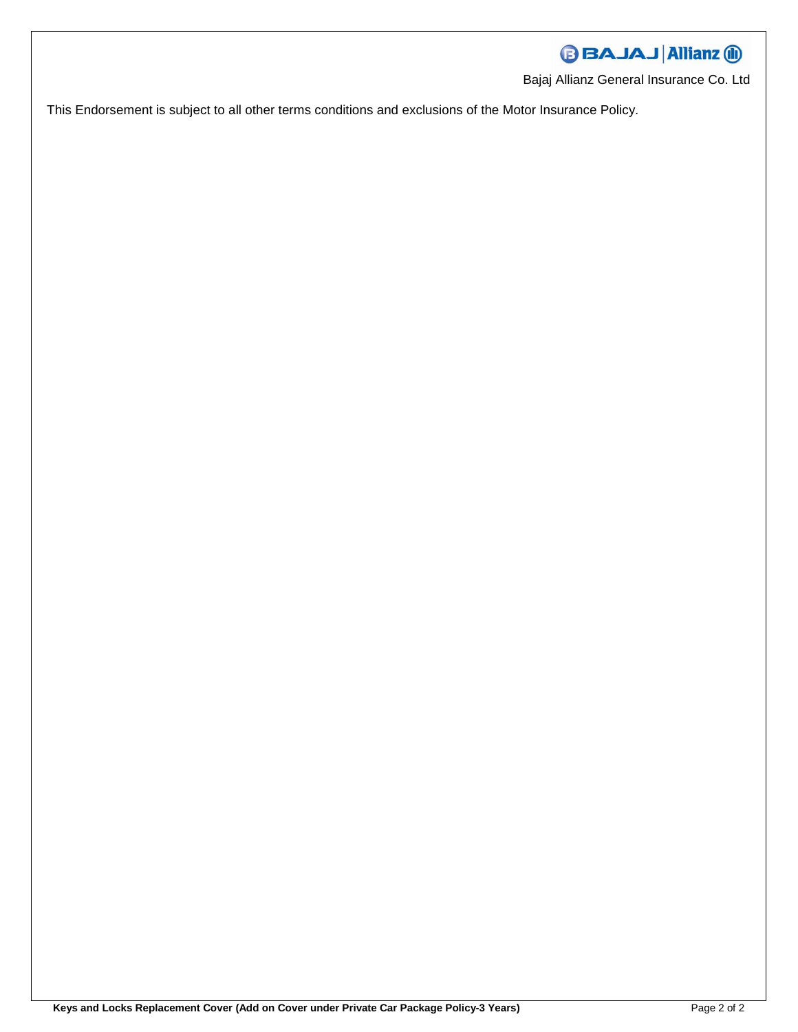This Endorsement is subject to all other terms conditions and exclusions of the Motor Insurance Policy.